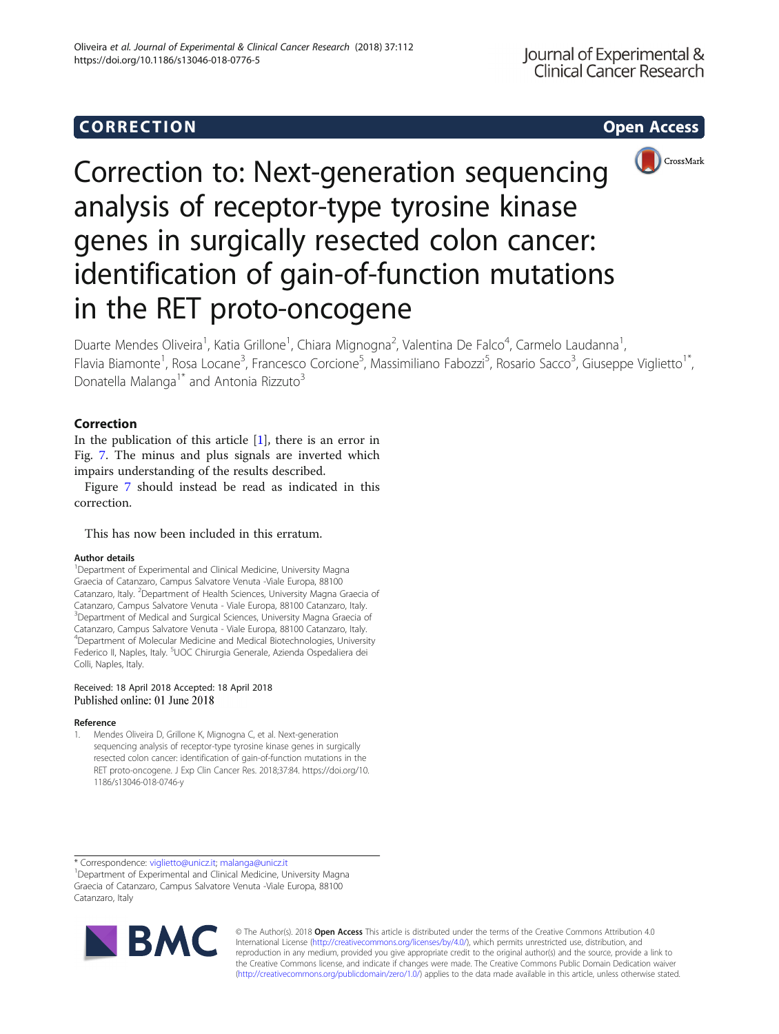CORRECTION

Open Access

# Correction to: Next-generation sequencing analysis of receptor-type tyrosine kinase genes in surgically resected colon cancer: identification of gain-of-function mutations in the RET proto-oncogene

Duarte Mendes Oliveira[1], Katia Grillone[1], Chiara Mignogna[2], Valentina De Falco[4], Carmelo Laudanna[1], Flavia Biamonte[1], Rosa Locane[3], Francesco Corcione[5], Massimiliano Fabozzi[5], Rosario Sacco[3], Giuseppe Viglietto[1*], Donatella Malanga[1*] and Antonia Rizzuto[3]

## Correction

In the publication of this article [1], there is an error in Fig. 7. The minus and plus signals are inverted which impairs understanding of the results described.

Figure 7 should instead be read as indicated in this correction.

This has now been included in this erratum.

### Author details

[1]Department of Experimental and Clinical Medicine, University Magna Graecia of Catanzaro, Campus Salvatore Venuta -Viale Europa, 88100 Catanzaro, Italy. [2]Department of Health Sciences, University Magna Graecia of Catanzaro, Campus Salvatore Venuta - Viale Europa, 88100 Catanzaro, Italy. [3]Department of Medical and Surgical Sciences, University Magna Graecia of Catanzaro, Campus Salvatore Venuta - Viale Europa, 88100 Catanzaro, Italy. [4]Department of Molecular Medicine and Medical Biotechnologies, University Federico II, Naples, Italy. [5]UOC Chirurgia Generale, Azienda Ospedaliera dei Colli, Naples, Italy.

Received: 18 April 2018 Accepted: 18 April 2018
Published online: 01 June 2018

### Reference

1. Mendes Oliveira D, Grillone K, Mignogna C, et al. Next-generation sequencing analysis of receptor-type tyrosine kinase genes in surgically resected colon cancer: identification of gain-of-function mutations in the RET proto-oncogene. J Exp Clin Cancer Res. 2018;37:84. https://doi.org/10.1186/s13046-018-0746-y

\* Correspondence: viglietto@unicz.it; malanga@unicz.it
[1]Department of Experimental and Clinical Medicine, University Magna Graecia of Catanzaro, Campus Salvatore Venuta -Viale Europa, 88100 Catanzaro, Italy

© The Author(s). 2018 **Open Access** This article is distributed under the terms of the Creative Commons Attribution 4.0 International License (http://creativecommons.org/licenses/by/4.0/), which permits unrestricted use, distribution, and reproduction in any medium, provided you give appropriate credit to the original author(s) and the source, provide a link to the Creative Commons license, and indicate if changes were made. The Creative Commons Public Domain Dedication waiver (http://creativecommons.org/publicdomain/zero/1.0/) applies to the data made available in this article, unless otherwise stated.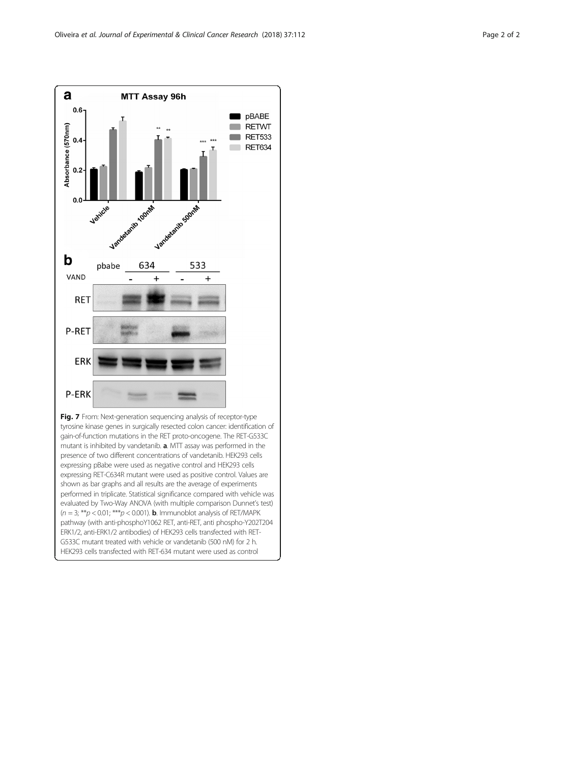**a**

MTT Assay 96h

Absorbance (570nm)

0.6

0.4

0.2

0.0

pBABE

RETWT

RET533

RET634

Vehicle

Vandetanib 100nM

Vandetanib 500nM

**b**

pbabe 634 533

VAND - + - +

RET

P-RET

ERK

P-ERK

**Fig. 7** From: Next-generation sequencing analysis of receptor-type tyrosine kinase genes in surgically resected colon cancer: identification of gain-of-function mutations in the RET proto-oncogene. The RET-G533C mutant is inhibited by vandetanib. **a**. MTT assay was performed in the presence of two different concentrations of vandetanib. HEK293 cells expressing pBabe were used as negative control and HEK293 cells expressing RET-C634R mutant were used as positive control. Values are shown as bar graphs and all results are the average of experiments performed in triplicate. Statistical significance compared with vehicle was evaluated by Two-Way ANOVA (with multiple comparison Dunnet's test) ($n = 3$; **$p < 0.01$; ***$p < 0.001$). **b**. Immunoblot analysis of RET/MAPK pathway (with anti-phosphoY1062 RET, anti-RET, anti phospho-Y202T204 ERK1/2, anti-ERK1/2 antibodies) of HEK293 cells transfected with RET-G533C mutant treated with vehicle or vandetanib (500 nM) for 2 h. HEK293 cells transfected with RET-634 mutant were used as control